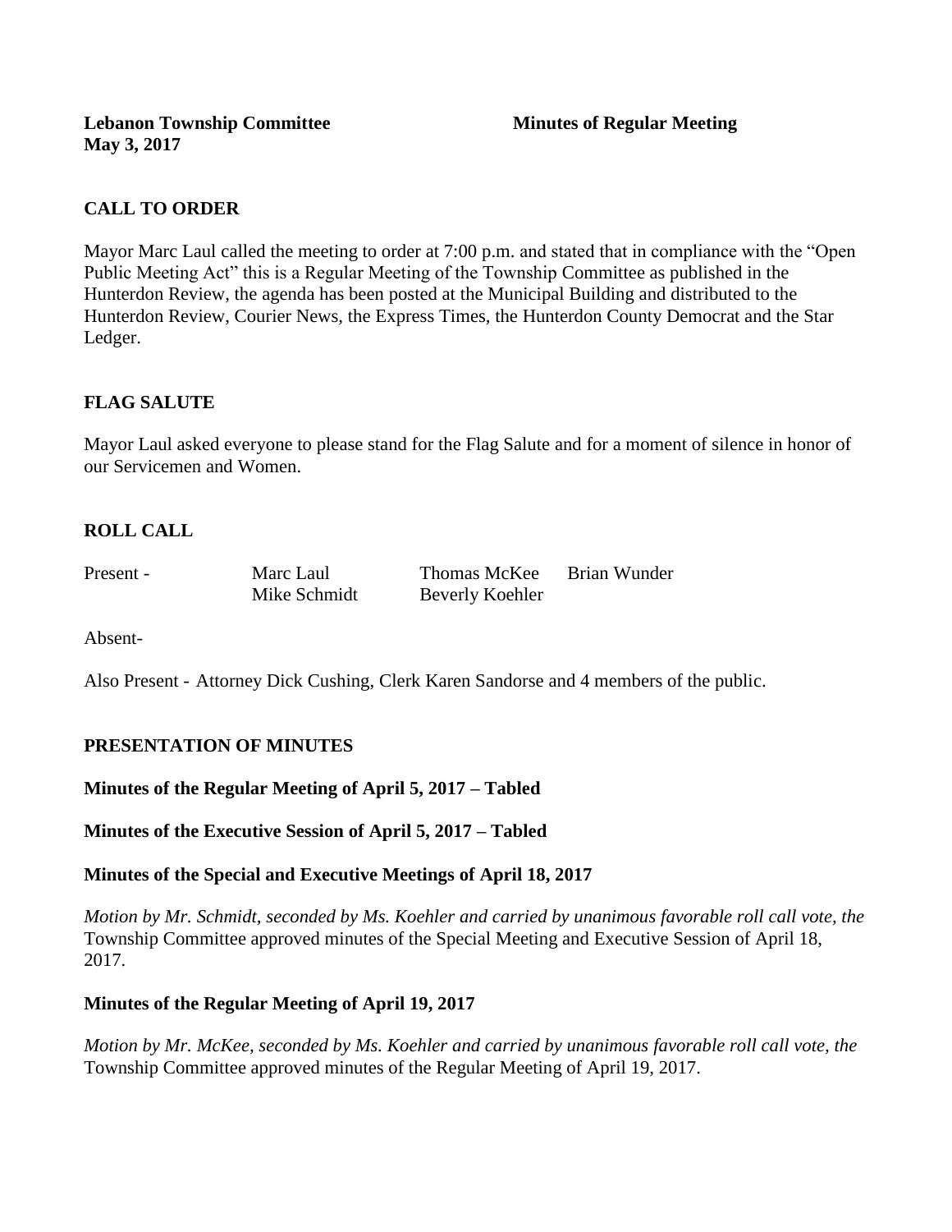**Lebanon Township Committee** **Minutes of Regular Meeting**
**May 3, 2017**

## CALL TO ORDER

Mayor Marc Laul called the meeting to order at 7:00 p.m. and stated that in compliance with the "Open Public Meeting Act" this is a Regular Meeting of the Township Committee as published in the Hunterdon Review, the agenda has been posted at the Municipal Building and distributed to the Hunterdon Review, Courier News, the Express Times, the Hunterdon County Democrat and the Star Ledger.

## FLAG SALUTE

Mayor Laul asked everyone to please stand for the Flag Salute and for a moment of silence in honor of our Servicemen and Women.

## ROLL CALL

| Present - | Marc Laul | Thomas McKee | Brian Wunder |
|---|---|---|---|
| | Mike Schmidt | Beverly Koehler | |

Absent-

Also Present - Attorney Dick Cushing, Clerk Karen Sandorse and 4 members of the public.

## PRESENTATION OF MINUTES

**Minutes of the Regular Meeting of April 5, 2017 – Tabled**

**Minutes of the Executive Session of April 5, 2017 – Tabled**

**Minutes of the Special and Executive Meetings of April 18, 2017**

*Motion by Mr. Schmidt, seconded by Ms. Koehler and carried by unanimous favorable roll call vote, the* Township Committee approved minutes of the Special Meeting and Executive Session of April 18, 2017.

**Minutes of the Regular Meeting of April 19, 2017**

*Motion by Mr. McKee, seconded by Ms. Koehler and carried by unanimous favorable roll call vote, the* Township Committee approved minutes of the Regular Meeting of April 19, 2017.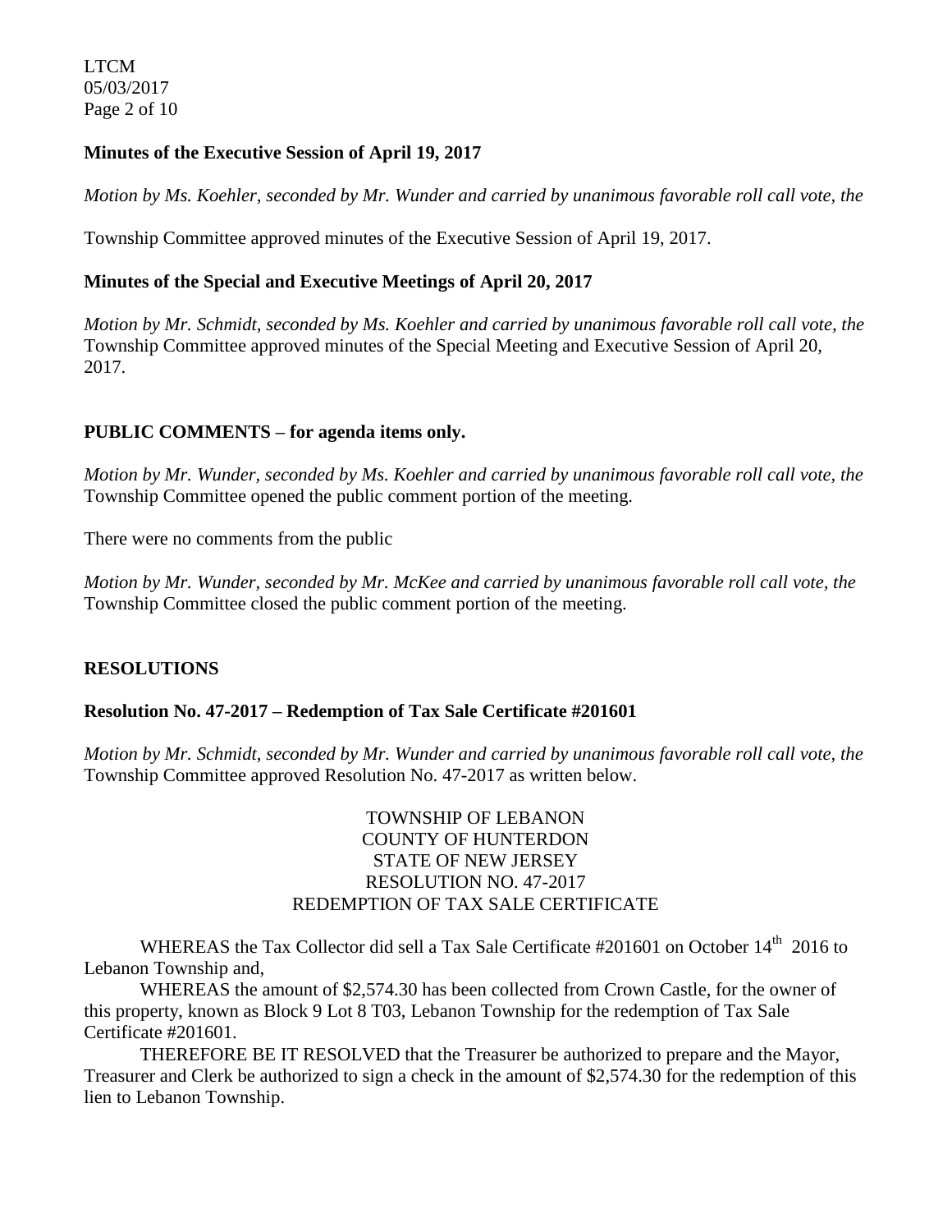**Minutes of the Executive Session of April 19, 2017**

*Motion by Ms. Koehler, seconded by Mr. Wunder and carried by unanimous favorable roll call vote, the* Township Committee approved minutes of the Executive Session of April 19, 2017.

**Minutes of the Special and Executive Meetings of April 20, 2017**

*Motion by Mr. Schmidt, seconded by Ms. Koehler and carried by unanimous favorable roll call vote, the* Township Committee approved minutes of the Special Meeting and Executive Session of April 20, 2017.

**PUBLIC COMMENTS – for agenda items only.**

*Motion by Mr. Wunder, seconded by Ms. Koehler and carried by unanimous favorable roll call vote, the* Township Committee opened the public comment portion of the meeting.

There were no comments from the public

*Motion by Mr. Wunder, seconded by Mr. McKee and carried by unanimous favorable roll call vote, the* Township Committee closed the public comment portion of the meeting.

**RESOLUTIONS**

**Resolution No. 47-2017 – Redemption of Tax Sale Certificate #201601**

*Motion by Mr. Schmidt, seconded by Mr. Wunder and carried by unanimous favorable roll call vote, the* Township Committee approved Resolution No. 47-2017 as written below.

TOWNSHIP OF LEBANON
COUNTY OF HUNTERDON
STATE OF NEW JERSEY
RESOLUTION NO. 47-2017
REDEMPTION OF TAX SALE CERTIFICATE

WHEREAS the Tax Collector did sell a Tax Sale Certificate #201601 on October 14th 2016 to Lebanon Township and,

WHEREAS the amount of $2,574.30 has been collected from Crown Castle, for the owner of this property, known as Block 9 Lot 8 T03, Lebanon Township for the redemption of Tax Sale Certificate #201601.

THEREFORE BE IT RESOLVED that the Treasurer be authorized to prepare and the Mayor, Treasurer and Clerk be authorized to sign a check in the amount of $2,574.30 for the redemption of this lien to Lebanon Township.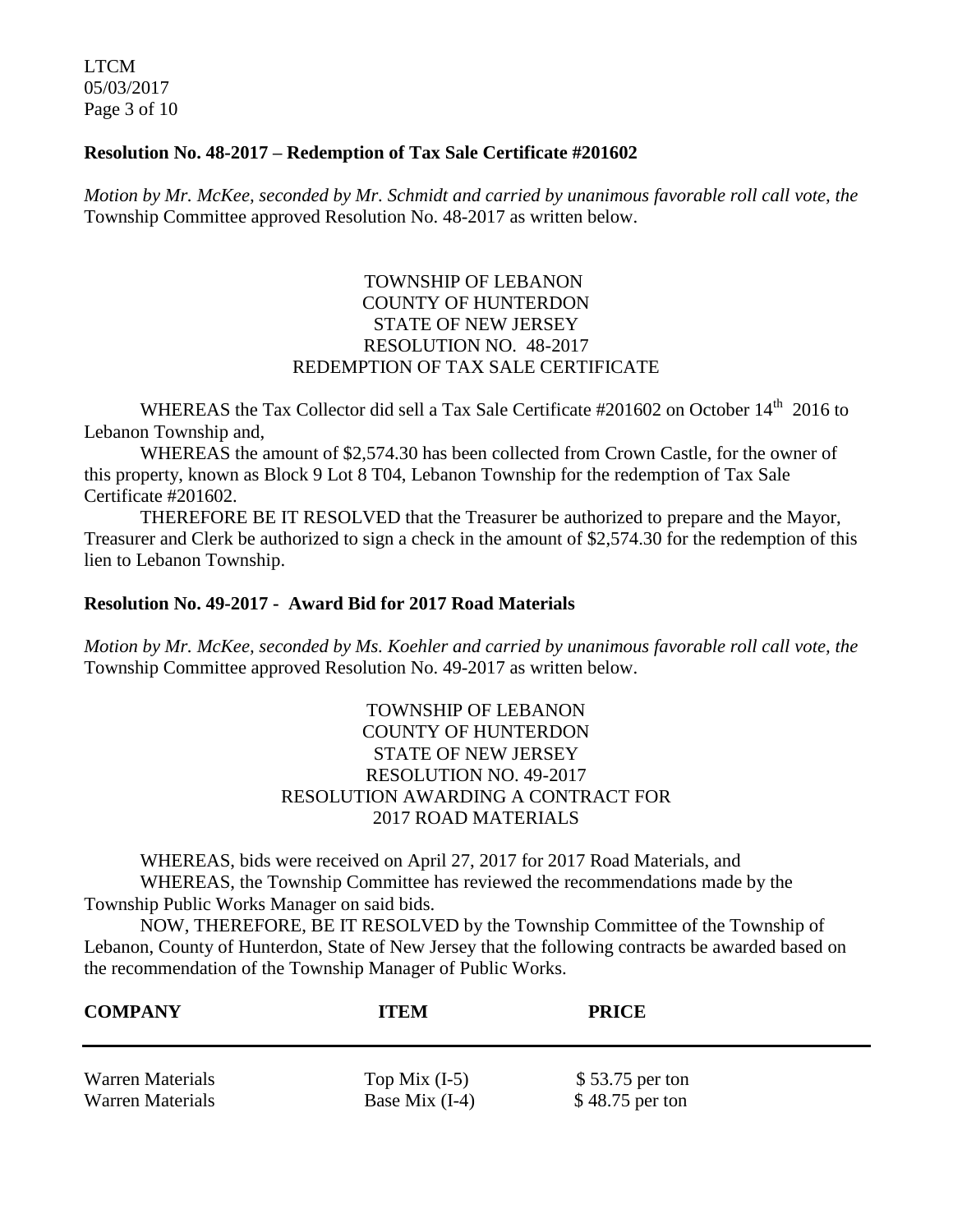**Resolution No. 48-2017 – Redemption of Tax Sale Certificate #201602**

*Motion by Mr. McKee, seconded by Mr. Schmidt and carried by unanimous favorable roll call vote, the* Township Committee approved Resolution No. 48-2017 as written below.

TOWNSHIP OF LEBANON
COUNTY OF HUNTERDON
STATE OF NEW JERSEY
RESOLUTION NO. 48-2017
REDEMPTION OF TAX SALE CERTIFICATE

WHEREAS the Tax Collector did sell a Tax Sale Certificate #201602 on October 14th 2016 to Lebanon Township and,

WHEREAS the amount of $2,574.30 has been collected from Crown Castle, for the owner of this property, known as Block 9 Lot 8 T04, Lebanon Township for the redemption of Tax Sale Certificate #201602.

THEREFORE BE IT RESOLVED that the Treasurer be authorized to prepare and the Mayor, Treasurer and Clerk be authorized to sign a check in the amount of $2,574.30 for the redemption of this lien to Lebanon Township.

**Resolution No. 49-2017 - Award Bid for 2017 Road Materials**

*Motion by Mr. McKee, seconded by Ms. Koehler and carried by unanimous favorable roll call vote, the* Township Committee approved Resolution No. 49-2017 as written below.

TOWNSHIP OF LEBANON
COUNTY OF HUNTERDON
STATE OF NEW JERSEY
RESOLUTION NO. 49-2017
RESOLUTION AWARDING A CONTRACT FOR
2017 ROAD MATERIALS

WHEREAS, bids were received on April 27, 2017 for 2017 Road Materials, and

WHEREAS, the Township Committee has reviewed the recommendations made by the Township Public Works Manager on said bids.

NOW, THEREFORE, BE IT RESOLVED by the Township Committee of the Township of Lebanon, County of Hunterdon, State of New Jersey that the following contracts be awarded based on the recommendation of the Township Manager of Public Works.

| COMPANY | ITEM | PRICE |
|---|---|---|
| Warren Materials | Top Mix (I-5) | $ 53.75 per ton |
| Warren Materials | Base Mix (I-4) | $ 48.75 per ton |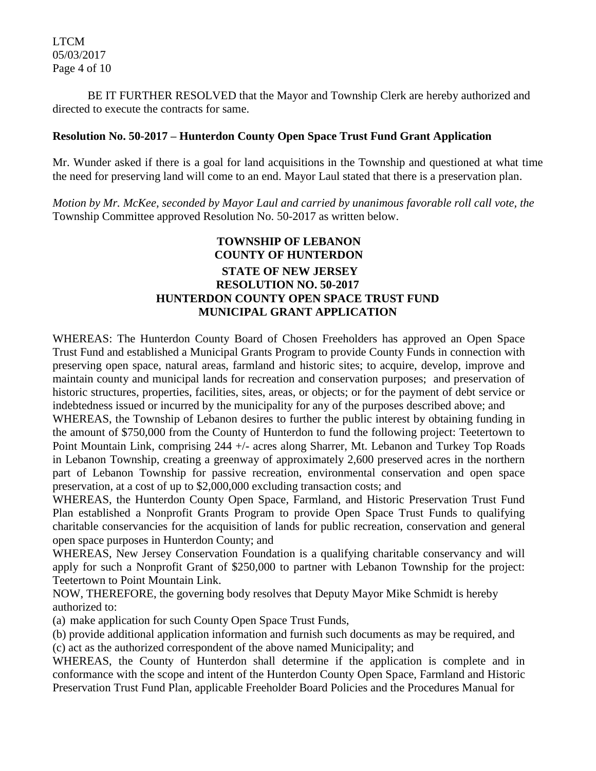BE IT FURTHER RESOLVED that the Mayor and Township Clerk are hereby authorized and directed to execute the contracts for same.

**Resolution No. 50-2017 – Hunterdon County Open Space Trust Fund Grant Application**

Mr. Wunder asked if there is a goal for land acquisitions in the Township and questioned at what time the need for preserving land will come to an end. Mayor Laul stated that there is a preservation plan.

*Motion by Mr. McKee, seconded by Mayor Laul and carried by unanimous favorable roll call vote, the* Township Committee approved Resolution No. 50-2017 as written below.

**TOWNSHIP OF LEBANON**
**COUNTY OF HUNTERDON**
**STATE OF NEW JERSEY**
**RESOLUTION NO. 50-2017**
**HUNTERDON COUNTY OPEN SPACE TRUST FUND**
**MUNICIPAL GRANT APPLICATION**

WHEREAS: The Hunterdon County Board of Chosen Freeholders has approved an Open Space Trust Fund and established a Municipal Grants Program to provide County Funds in connection with preserving open space, natural areas, farmland and historic sites; to acquire, develop, improve and maintain county and municipal lands for recreation and conservation purposes; and preservation of historic structures, properties, facilities, sites, areas, or objects; or for the payment of debt service or indebtedness issued or incurred by the municipality for any of the purposes described above; and

WHEREAS, the Township of Lebanon desires to further the public interest by obtaining funding in the amount of $750,000 from the County of Hunterdon to fund the following project: Teetertown to Point Mountain Link, comprising 244 +/- acres along Sharrer, Mt. Lebanon and Turkey Top Roads in Lebanon Township, creating a greenway of approximately 2,600 preserved acres in the northern part of Lebanon Township for passive recreation, environmental conservation and open space preservation, at a cost of up to $2,000,000 excluding transaction costs; and

WHEREAS, the Hunterdon County Open Space, Farmland, and Historic Preservation Trust Fund Plan established a Nonprofit Grants Program to provide Open Space Trust Funds to qualifying charitable conservancies for the acquisition of lands for public recreation, conservation and general open space purposes in Hunterdon County; and

WHEREAS, New Jersey Conservation Foundation is a qualifying charitable conservancy and will apply for such a Nonprofit Grant of $250,000 to partner with Lebanon Township for the project: Teetertown to Point Mountain Link.

NOW, THEREFORE, the governing body resolves that Deputy Mayor Mike Schmidt is hereby authorized to:

(a) make application for such County Open Space Trust Funds,
(b) provide additional application information and furnish such documents as may be required, and
(c) act as the authorized correspondent of the above named Municipality; and

WHEREAS, the County of Hunterdon shall determine if the application is complete and in conformance with the scope and intent of the Hunterdon County Open Space, Farmland and Historic Preservation Trust Fund Plan, applicable Freeholder Board Policies and the Procedures Manual for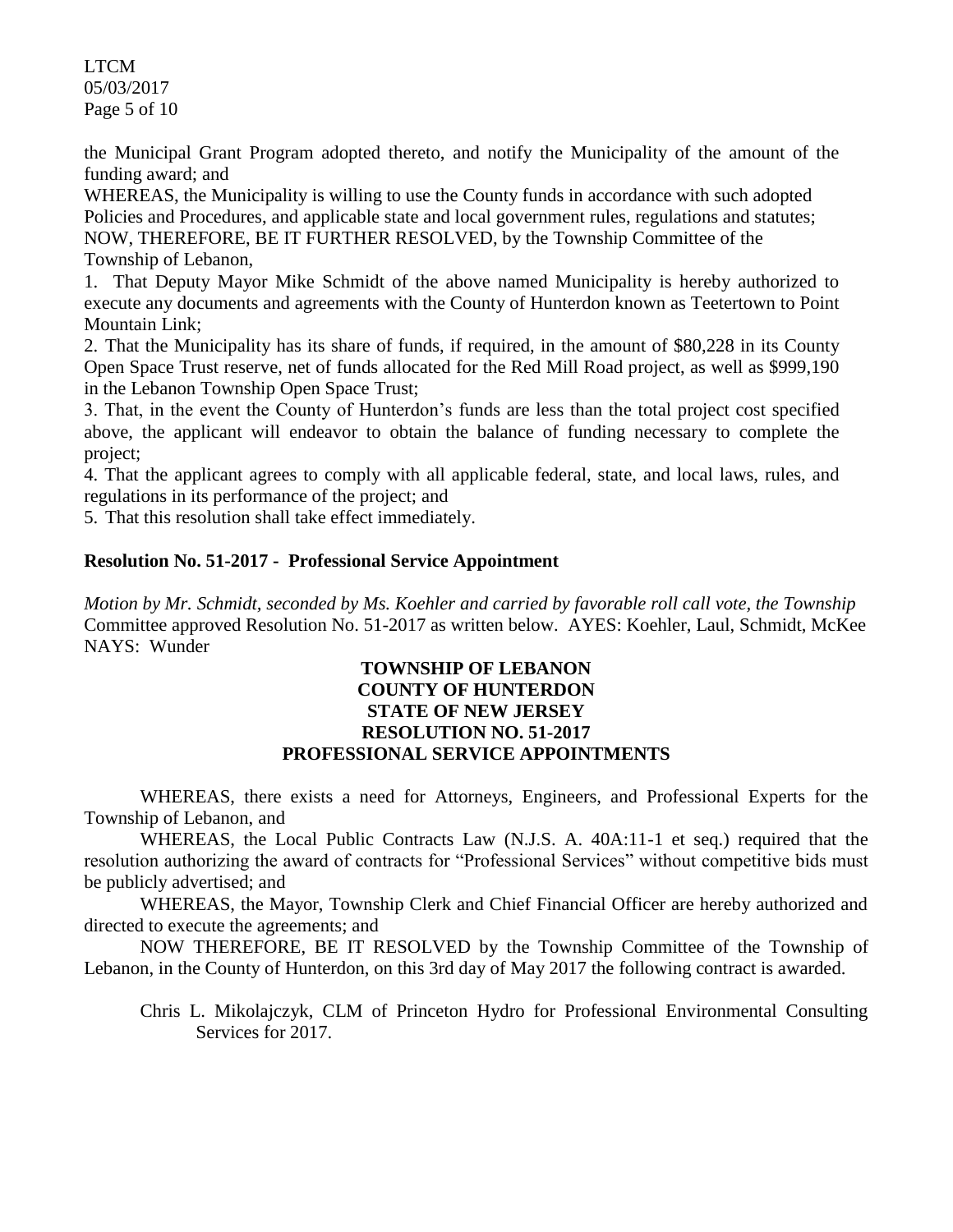the Municipal Grant Program adopted thereto, and notify the Municipality of the amount of the funding award; and

WHEREAS, the Municipality is willing to use the County funds in accordance with such adopted Policies and Procedures, and applicable state and local government rules, regulations and statutes;

NOW, THEREFORE, BE IT FURTHER RESOLVED, by the Township Committee of the Township of Lebanon,

1. That Deputy Mayor Mike Schmidt of the above named Municipality is hereby authorized to execute any documents and agreements with the County of Hunterdon known as Teetertown to Point Mountain Link;
2. That the Municipality has its share of funds, if required, in the amount of $80,228 in its County Open Space Trust reserve, net of funds allocated for the Red Mill Road project, as well as $999,190 in the Lebanon Township Open Space Trust;
3. That, in the event the County of Hunterdon's funds are less than the total project cost specified above, the applicant will endeavor to obtain the balance of funding necessary to complete the project;
4. That the applicant agrees to comply with all applicable federal, state, and local laws, rules, and regulations in its performance of the project; and
5. That this resolution shall take effect immediately.

**Resolution No. 51-2017 - Professional Service Appointment**

*Motion by Mr. Schmidt, seconded by Ms. Koehler and carried by favorable roll call vote, the Township* Committee approved Resolution No. 51-2017 as written below. AYES: Koehler, Laul, Schmidt, McKee NAYS: Wunder

**TOWNSHIP OF LEBANON**
**COUNTY OF HUNTERDON**
**STATE OF NEW JERSEY**
**RESOLUTION NO. 51-2017**
**PROFESSIONAL SERVICE APPOINTMENTS**

WHEREAS, there exists a need for Attorneys, Engineers, and Professional Experts for the Township of Lebanon, and

WHEREAS, the Local Public Contracts Law (N.J.S. A. 40A:11-1 et seq.) required that the resolution authorizing the award of contracts for "Professional Services" without competitive bids must be publicly advertised; and

WHEREAS, the Mayor, Township Clerk and Chief Financial Officer are hereby authorized and directed to execute the agreements; and

NOW THEREFORE, BE IT RESOLVED by the Township Committee of the Township of Lebanon, in the County of Hunterdon, on this 3rd day of May 2017 the following contract is awarded.

Chris L. Mikolajczyk, CLM of Princeton Hydro for Professional Environmental Consulting Services for 2017.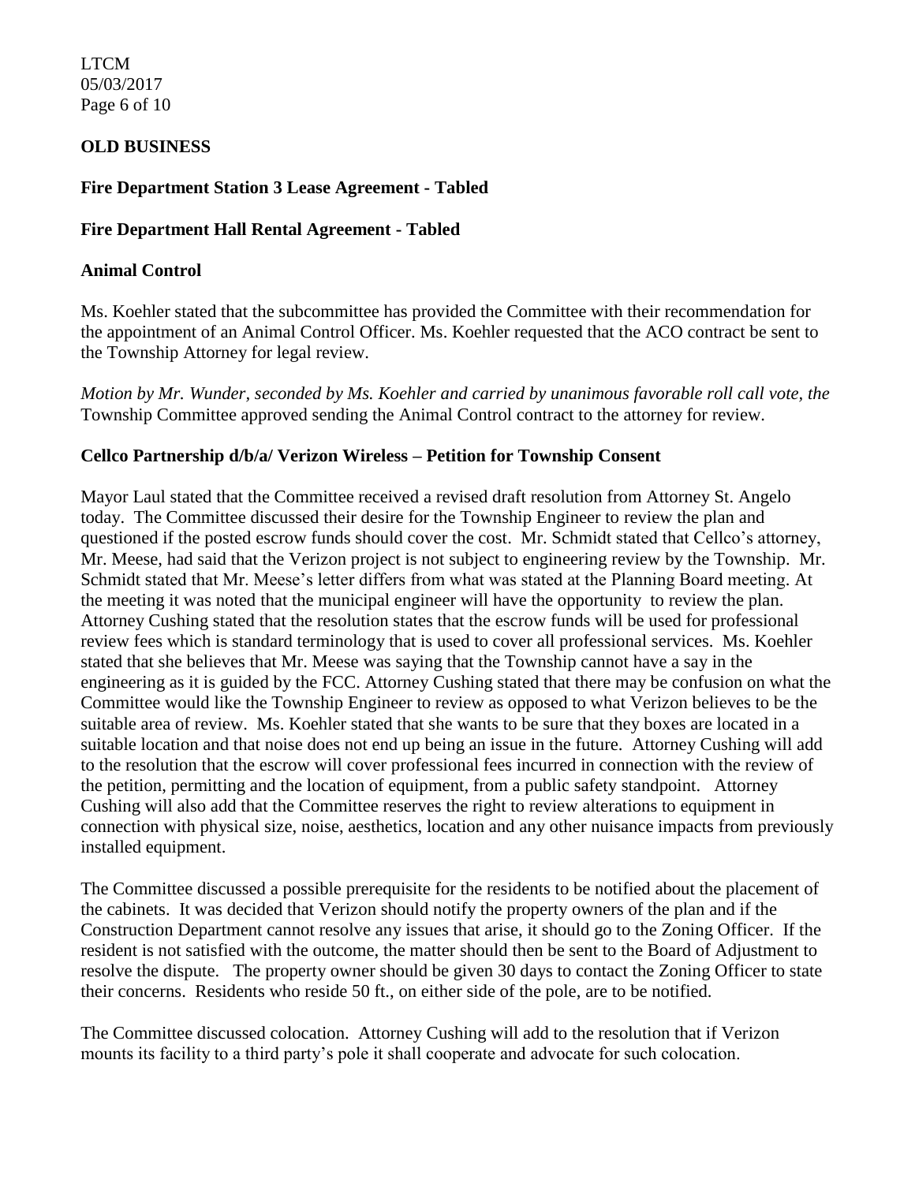## OLD BUSINESS

**Fire Department Station 3 Lease Agreement - Tabled**

**Fire Department Hall Rental Agreement - Tabled**

**Animal Control**

Ms. Koehler stated that the subcommittee has provided the Committee with their recommendation for the appointment of an Animal Control Officer. Ms. Koehler requested that the ACO contract be sent to the Township Attorney for legal review.

*Motion by Mr. Wunder, seconded by Ms. Koehler and carried by unanimous favorable roll call vote, the* Township Committee approved sending the Animal Control contract to the attorney for review.

**Cellco Partnership d/b/a/ Verizon Wireless – Petition for Township Consent**

Mayor Laul stated that the Committee received a revised draft resolution from Attorney St. Angelo today. The Committee discussed their desire for the Township Engineer to review the plan and questioned if the posted escrow funds should cover the cost. Mr. Schmidt stated that Cellco's attorney, Mr. Meese, had said that the Verizon project is not subject to engineering review by the Township. Mr. Schmidt stated that Mr. Meese's letter differs from what was stated at the Planning Board meeting. At the meeting it was noted that the municipal engineer will have the opportunity to review the plan. Attorney Cushing stated that the resolution states that the escrow funds will be used for professional review fees which is standard terminology that is used to cover all professional services. Ms. Koehler stated that she believes that Mr. Meese was saying that the Township cannot have a say in the engineering as it is guided by the FCC. Attorney Cushing stated that there may be confusion on what the Committee would like the Township Engineer to review as opposed to what Verizon believes to be the suitable area of review. Ms. Koehler stated that she wants to be sure that they boxes are located in a suitable location and that noise does not end up being an issue in the future. Attorney Cushing will add to the resolution that the escrow will cover professional fees incurred in connection with the review of the petition, permitting and the location of equipment, from a public safety standpoint. Attorney Cushing will also add that the Committee reserves the right to review alterations to equipment in connection with physical size, noise, aesthetics, location and any other nuisance impacts from previously installed equipment.

The Committee discussed a possible prerequisite for the residents to be notified about the placement of the cabinets. It was decided that Verizon should notify the property owners of the plan and if the Construction Department cannot resolve any issues that arise, it should go to the Zoning Officer. If the resident is not satisfied with the outcome, the matter should then be sent to the Board of Adjustment to resolve the dispute. The property owner should be given 30 days to contact the Zoning Officer to state their concerns. Residents who reside 50 ft., on either side of the pole, are to be notified.

The Committee discussed colocation. Attorney Cushing will add to the resolution that if Verizon mounts its facility to a third party's pole it shall cooperate and advocate for such colocation.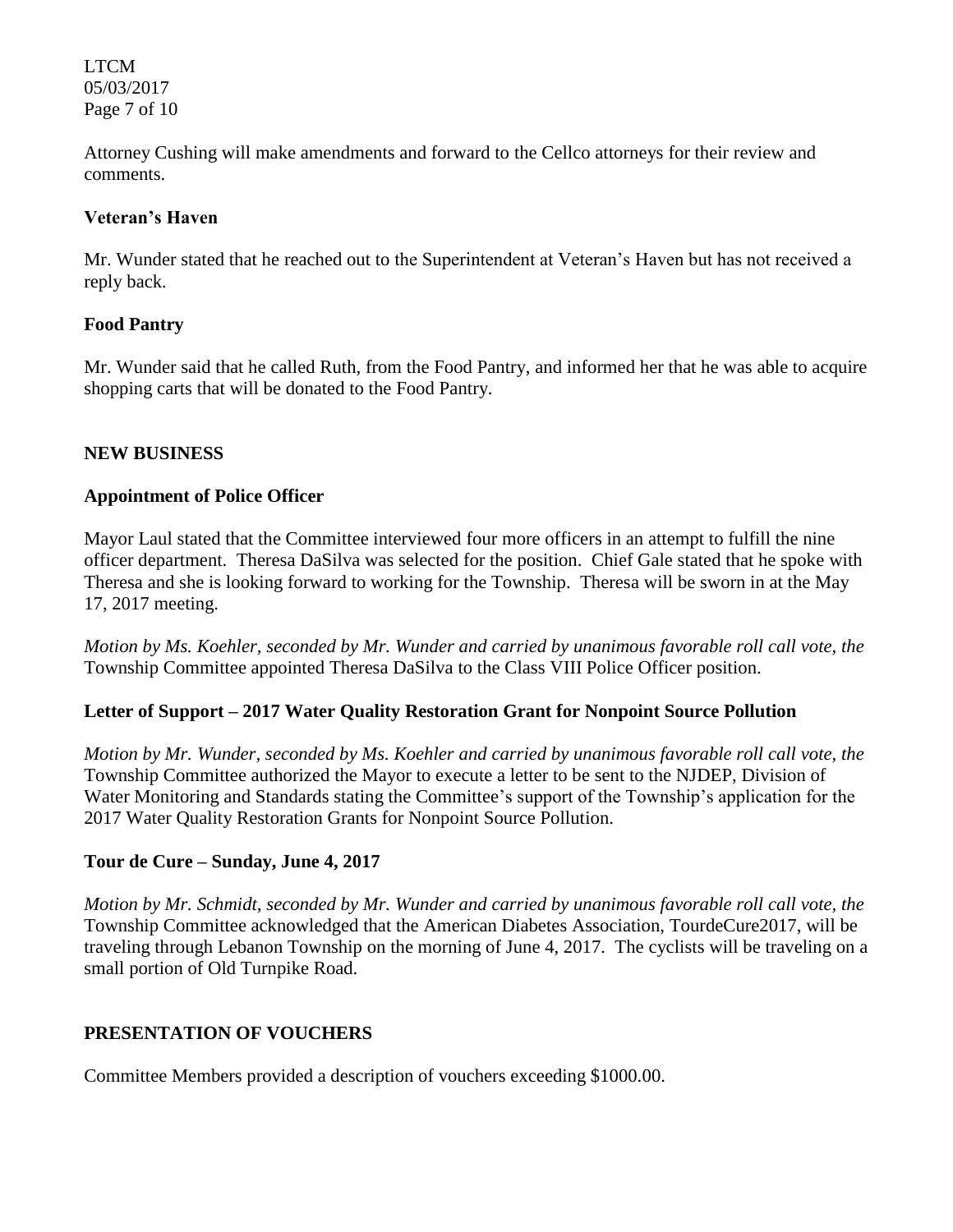Attorney Cushing will make amendments and forward to the Cellco attorneys for their review and comments.

**Veteran's Haven**

Mr. Wunder stated that he reached out to the Superintendent at Veteran's Haven but has not received a reply back.

**Food Pantry**

Mr. Wunder said that he called Ruth, from the Food Pantry, and informed her that he was able to acquire shopping carts that will be donated to the Food Pantry.

## NEW BUSINESS

**Appointment of Police Officer**

Mayor Laul stated that the Committee interviewed four more officers in an attempt to fulfill the nine officer department. Theresa DaSilva was selected for the position. Chief Gale stated that he spoke with Theresa and she is looking forward to working for the Township. Theresa will be sworn in at the May 17, 2017 meeting.

*Motion by Ms. Koehler, seconded by Mr. Wunder and carried by unanimous favorable roll call vote, the* Township Committee appointed Theresa DaSilva to the Class VIII Police Officer position.

**Letter of Support – 2017 Water Quality Restoration Grant for Nonpoint Source Pollution**

*Motion by Mr. Wunder, seconded by Ms. Koehler and carried by unanimous favorable roll call vote, the* Township Committee authorized the Mayor to execute a letter to be sent to the NJDEP, Division of Water Monitoring and Standards stating the Committee's support of the Township's application for the 2017 Water Quality Restoration Grants for Nonpoint Source Pollution.

**Tour de Cure – Sunday, June 4, 2017**

*Motion by Mr. Schmidt, seconded by Mr. Wunder and carried by unanimous favorable roll call vote, the* Township Committee acknowledged that the American Diabetes Association, TourdeCure2017, will be traveling through Lebanon Township on the morning of June 4, 2017. The cyclists will be traveling on a small portion of Old Turnpike Road.

## PRESENTATION OF VOUCHERS

Committee Members provided a description of vouchers exceeding $1000.00.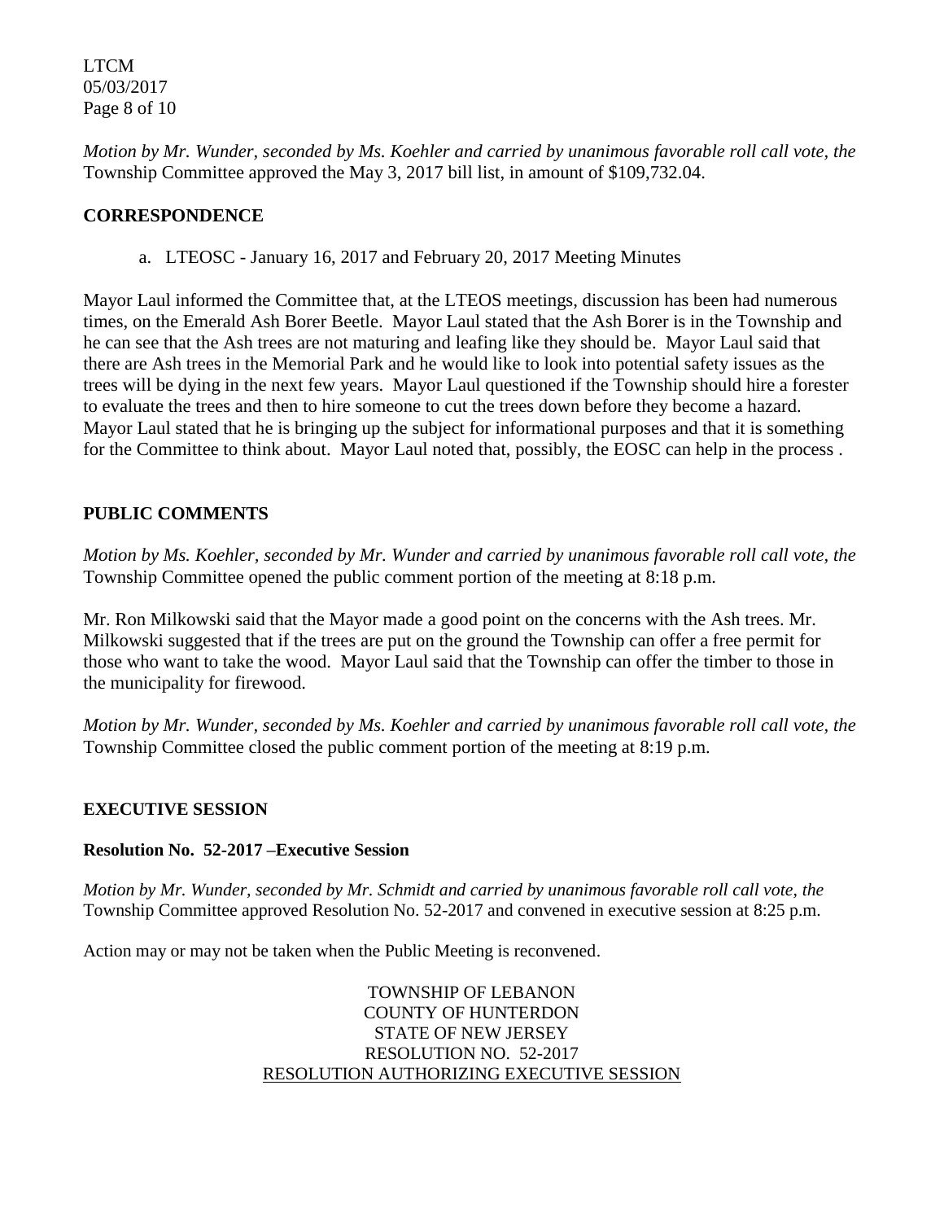*Motion by Mr. Wunder, seconded by Ms. Koehler and carried by unanimous favorable roll call vote, the* Township Committee approved the May 3, 2017 bill list, in amount of $109,732.04.

## CORRESPONDENCE

a. LTEOSC - January 16, 2017 and February 20, 2017 Meeting Minutes

Mayor Laul informed the Committee that, at the LTEOS meetings, discussion has been had numerous times, on the Emerald Ash Borer Beetle. Mayor Laul stated that the Ash Borer is in the Township and he can see that the Ash trees are not maturing and leafing like they should be. Mayor Laul said that there are Ash trees in the Memorial Park and he would like to look into potential safety issues as the trees will be dying in the next few years. Mayor Laul questioned if the Township should hire a forester to evaluate the trees and then to hire someone to cut the trees down before they become a hazard. Mayor Laul stated that he is bringing up the subject for informational purposes and that it is something for the Committee to think about. Mayor Laul noted that, possibly, the EOSC can help in the process .

## PUBLIC COMMENTS

*Motion by Ms. Koehler, seconded by Mr. Wunder and carried by unanimous favorable roll call vote, the* Township Committee opened the public comment portion of the meeting at 8:18 p.m.

Mr. Ron Milkowski said that the Mayor made a good point on the concerns with the Ash trees. Mr. Milkowski suggested that if the trees are put on the ground the Township can offer a free permit for those who want to take the wood. Mayor Laul said that the Township can offer the timber to those in the municipality for firewood.

*Motion by Mr. Wunder, seconded by Ms. Koehler and carried by unanimous favorable roll call vote, the* Township Committee closed the public comment portion of the meeting at 8:19 p.m.

## EXECUTIVE SESSION

### Resolution No. 52-2017 –Executive Session

*Motion by Mr. Wunder, seconded by Mr. Schmidt and carried by unanimous favorable roll call vote, the* Township Committee approved Resolution No. 52-2017 and convened in executive session at 8:25 p.m.

Action may or may not be taken when the Public Meeting is reconvened.

TOWNSHIP OF LEBANON
COUNTY OF HUNTERDON
STATE OF NEW JERSEY
RESOLUTION NO. 52-2017
RESOLUTION AUTHORIZING EXECUTIVE SESSION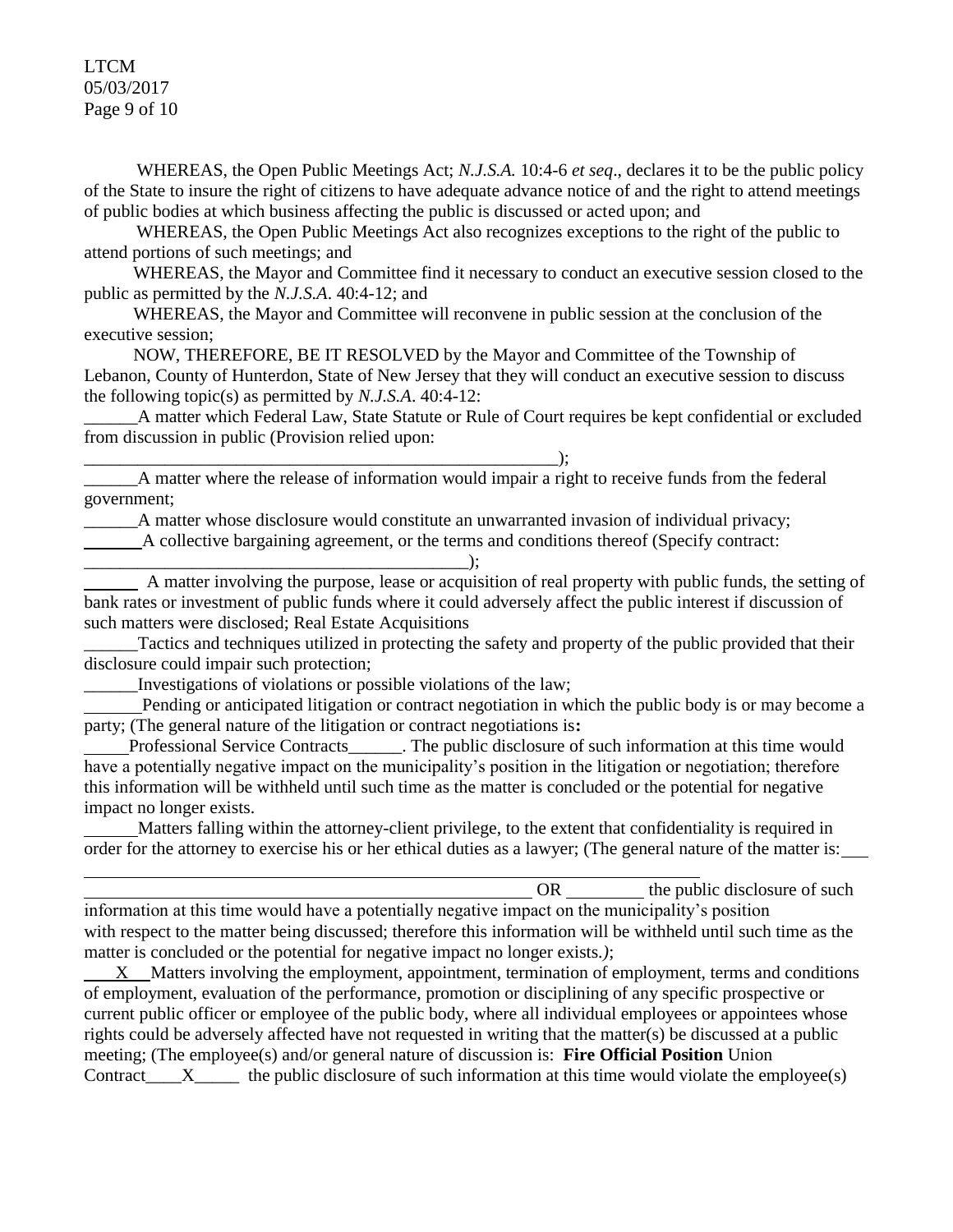WHEREAS, the Open Public Meetings Act; *N.J.S.A.* 10:4-6 *et seq*., declares it to be the public policy of the State to insure the right of citizens to have adequate advance notice of and the right to attend meetings of public bodies at which business affecting the public is discussed or acted upon; and

WHEREAS, the Open Public Meetings Act also recognizes exceptions to the right of the public to attend portions of such meetings; and

WHEREAS, the Mayor and Committee find it necessary to conduct an executive session closed to the public as permitted by the *N.J.S.A*. 40:4-12; and

WHEREAS, the Mayor and Committee will reconvene in public session at the conclusion of the executive session;

NOW, THEREFORE, BE IT RESOLVED by the Mayor and Committee of the Township of Lebanon, County of Hunterdon, State of New Jersey that they will conduct an executive session to discuss the following topic(s) as permitted by *N.J.S.A*. 40:4-12:

\_\_\_\_\_\_A matter which Federal Law, State Statute or Rule of Court requires be kept confidential or excluded from discussion in public (Provision relied upon: \_\_\_\_\_\_\_\_\_\_\_\_\_\_\_\_\_\_\_\_\_\_\_\_\_\_\_\_\_\_\_\_\_\_\_\_\_\_\_\_\_\_\_\_\_\_\_\_\_\_\_\_\_\_);

\_\_\_\_\_\_A matter where the release of information would impair a right to receive funds from the federal government;

\_\_\_\_\_\_A matter whose disclosure would constitute an unwarranted invasion of individual privacy;

\_\_\_\_\_\_A collective bargaining agreement, or the terms and conditions thereof (Specify contract: \_\_\_\_\_\_\_\_\_\_\_\_\_\_\_\_\_\_\_\_\_\_\_\_\_\_\_\_\_\_\_\_\_\_\_\_\_\_\_\_\_\_\_\_);

\_\_\_\_\_\_ A matter involving the purpose, lease or acquisition of real property with public funds, the setting of bank rates or investment of public funds where it could adversely affect the public interest if discussion of such matters were disclosed; Real Estate Acquisitions

\_\_\_\_\_\_Tactics and techniques utilized in protecting the safety and property of the public provided that their disclosure could impair such protection;

\_\_\_\_\_\_Investigations of violations or possible violations of the law;

\_\_\_\_\_\_Pending or anticipated litigation or contract negotiation in which the public body is or may become a party; (The general nature of the litigation or contract negotiations is**:**

\_\_\_\_\_Professional Service Contracts\_\_\_\_\_\_. The public disclosure of such information at this time would have a potentially negative impact on the municipality's position in the litigation or negotiation; therefore this information will be withheld until such time as the matter is concluded or the potential for negative impact no longer exists.

\_\_\_\_\_\_Matters falling within the attorney-client privilege, to the extent that confidentiality is required in order for the attorney to exercise his or her ethical duties as a lawyer; (The general nature of the matter is: \_\_\_\_\_\_\_\_\_\_\_\_\_\_\_\_\_\_\_\_\_\_\_\_\_\_\_\_\_\_\_\_\_\_\_\_\_\_\_\_\_\_\_\_\_\_\_\_\_\_\_\_\_\_\_\_ OR \_\_\_\_\_\_\_\_\_ the public disclosure of such information at this time would have a potentially negative impact on the municipality's position with respect to the matter being discussed; therefore this information will be withheld until such time as the matter is concluded or the potential for negative impact no longer exists.*)*;

\_\_\_X\_\_\_Matters involving the employment, appointment, termination of employment, terms and conditions of employment, evaluation of the performance, promotion or disciplining of any specific prospective or current public officer or employee of the public body, where all individual employees or appointees whose rights could be adversely affected have not requested in writing that the matter(s) be discussed at a public meeting; (The employee(s) and/or general nature of discussion is: **Fire Official Position** Union Contract\_\_\_\_X\_\_\_\_\_ the public disclosure of such information at this time would violate the employee(s)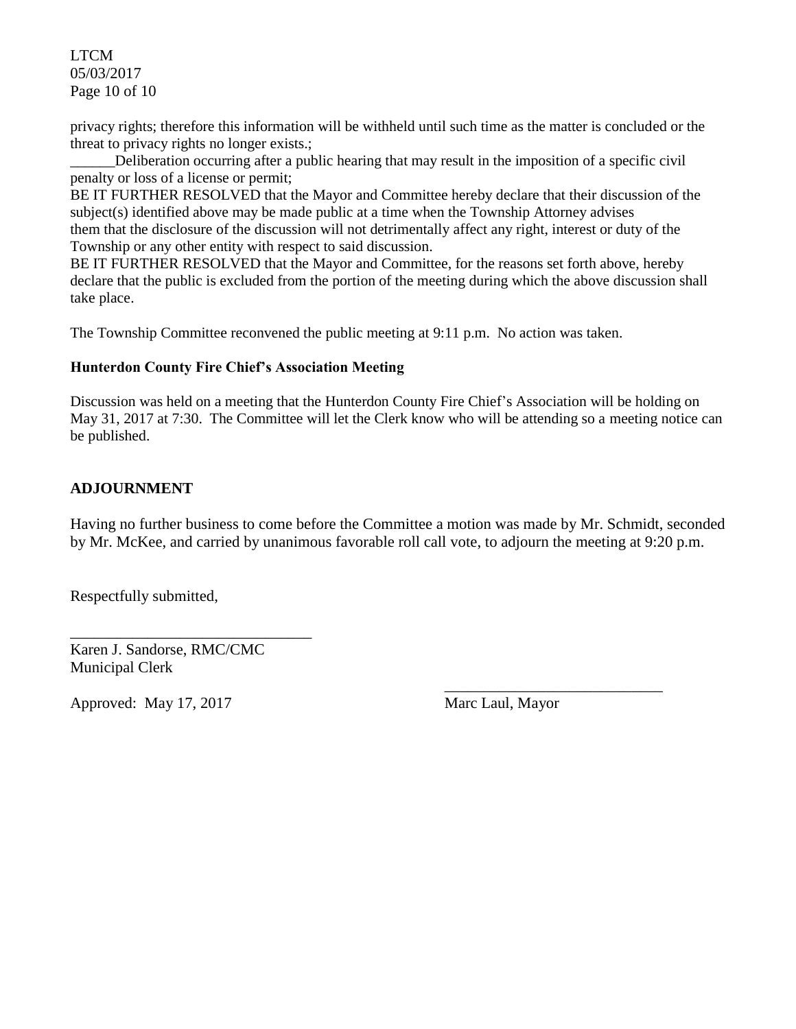privacy rights; therefore this information will be withheld until such time as the matter is concluded or the threat to privacy rights no longer exists.;

______Deliberation occurring after a public hearing that may result in the imposition of a specific civil penalty or loss of a license or permit;

BE IT FURTHER RESOLVED that the Mayor and Committee hereby declare that their discussion of the subject(s) identified above may be made public at a time when the Township Attorney advises them that the disclosure of the discussion will not detrimentally affect any right, interest or duty of the Township or any other entity with respect to said discussion.

BE IT FURTHER RESOLVED that the Mayor and Committee, for the reasons set forth above, hereby declare that the public is excluded from the portion of the meeting during which the above discussion shall take place.

The Township Committee reconvened the public meeting at 9:11 p.m. No action was taken.

**Hunterdon County Fire Chief's Association Meeting**

Discussion was held on a meeting that the Hunterdon County Fire Chief's Association will be holding on May 31, 2017 at 7:30. The Committee will let the Clerk know who will be attending so a meeting notice can be published.

## ADJOURNMENT

Having no further business to come before the Committee a motion was made by Mr. Schmidt, seconded by Mr. McKee, and carried by unanimous favorable roll call vote, to adjourn the meeting at 9:20 p.m.

Respectfully submitted,

_______________________________

Karen J. Sandorse, RMC/CMC
Municipal Clerk

Approved: May 17, 2017

_____________________________

Marc Laul, Mayor